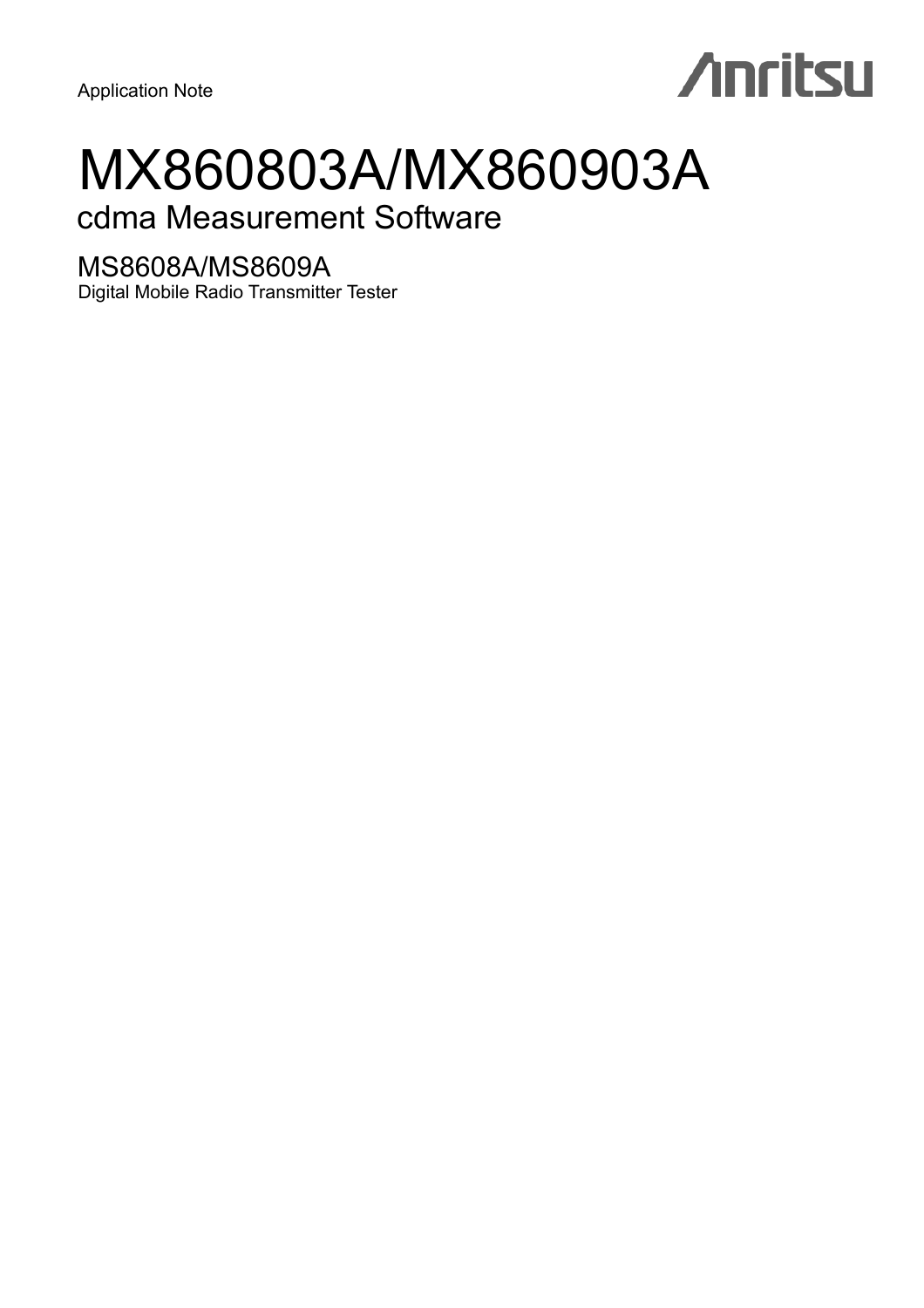Application Note

Anritsu

# MX860803A/MX860903A

## cdma Measurement Software

### MS8608A/MS8609A

Digital Mobile Radio Transmitter Tester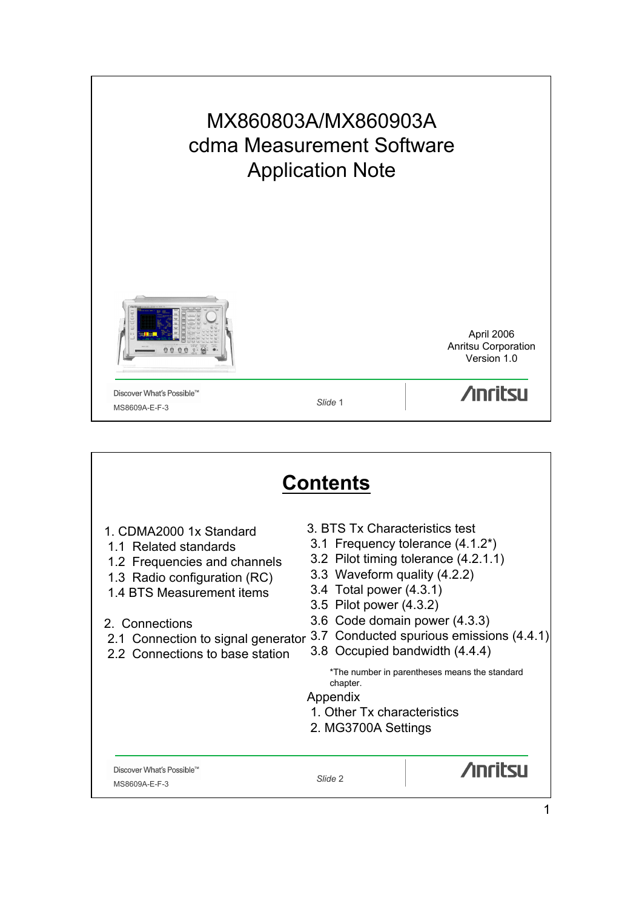# MX860803A/MX860903A cdma Measurement Software Application Note

April 2006
Anritsu Corporation
Version 1.0

## Contents

1. CDMA2000 1x Standard
   - 1.1 Related standards
   - 1.2 Frequencies and channels
   - 1.3 Radio configuration (RC)
   - 1.4 BTS Measurement items
2. Connections
   - 2.1 Connection to signal generator
   - 2.2 Connections to base station
3. BTS Tx Characteristics test
   - 3.1 Frequency tolerance (4.1.2*)
   - 3.2 Pilot timing tolerance (4.2.1.1)
   - 3.3 Waveform quality (4.2.2)
   - 3.4 Total power (4.3.1)
   - 3.5 Pilot power (4.3.2)
   - 3.6 Code domain power (4.3.3)
   - 3.7 Conducted spurious emissions (4.4.1)
   - 3.8 Occupied bandwidth (4.4.4)

*The number in parentheses means the standard chapter.

Appendix
1. Other Tx characteristics
2. MG3700A Settings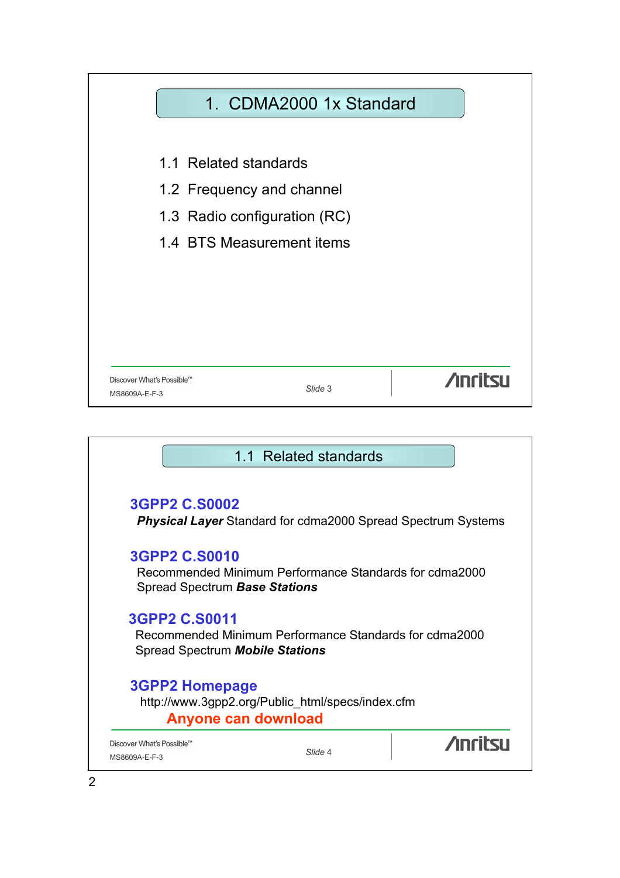# 1. CDMA2000 1x Standard

1.1 Related standards

1.2 Frequency and channel

1.3 Radio configuration (RC)

1.4 BTS Measurement items

## 1.1 Related standards

**3GPP2 C.S0002**

***Physical Layer*** Standard for cdma2000 Spread Spectrum Systems

**3GPP2 C.S0010**

Recommended Minimum Performance Standards for cdma2000 Spread Spectrum ***Base Stations***

**3GPP2 C.S0011**

Recommended Minimum Performance Standards for cdma2000 Spread Spectrum ***Mobile Stations***

**3GPP2 Homepage**

http://www.3gpp2.org/Public_html/specs/index.cfm

**Anyone can download**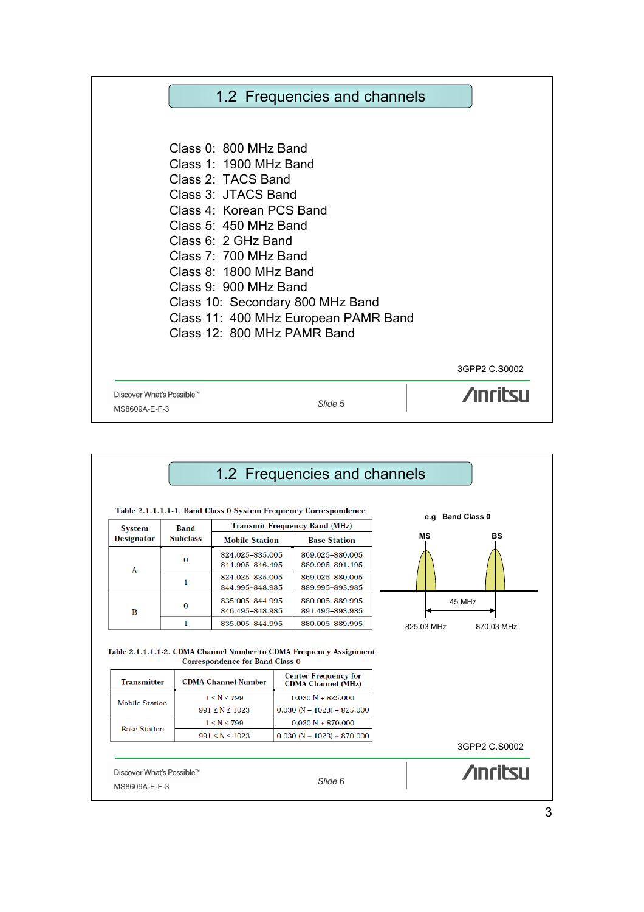## 1.2 Frequencies and channels

Class 0: 800 MHz Band
Class 1: 1900 MHz Band
Class 2: TACS Band
Class 3: JTACS Band
Class 4: Korean PCS Band
Class 5: 450 MHz Band
Class 6: 2 GHz Band
Class 7: 700 MHz Band
Class 8: 1800 MHz Band
Class 9: 900 MHz Band
Class 10: Secondary 800 MHz Band
Class 11: 400 MHz European PAMR Band
Class 12: 800 MHz PAMR Band

3GPP2 C.S0002

Discover What's Possible™
MS8609A-E-F-3

*Slide 5*

## 1.2 Frequencies and channels

Table 2.1.1.1.1-1. Band Class 0 System Frequency Correspondence

| System Designator | Band Subclass | Transmit Frequency Band (MHz) | |
|---|---|---|---|
| | | Mobile Station | Base Station |
| A | 0 | 824.025–835.005<br>844.995–846.495 | 869.025–880.005<br>889.995–891.495 |
| A | 1 | 824.025–835.005<br>844.995–848.985 | 869.025–880.005<br>889.995–893.985 |
| B | 0 | 835.005–844.995<br>846.495–848.985 | 880.005–889.995<br>891.495–893.985 |
| B | 1 | 835.005–844.995 | 880.005–889.995 |

e.g Band Class 0

MS BS

45 MHz

825.03 MHz 870.03 MHz

Table 2.1.1.1.1-2. CDMA Channel Number to CDMA Frequency Assignment Correspondence for Band Class 0

| Transmitter | CDMA Channel Number | Center Frequency for CDMA Channel (MHz) |
|---|---|---|
| Mobile Station | 1 ≤ N ≤ 799 | 0.030 N + 825.000 |
| | 991 ≤ N ≤ 1023 | 0.030 (N – 1023) + 825.000 |
| Base Station | 1 ≤ N ≤ 799 | 0.030 N + 870.000 |
| | 991 ≤ N ≤ 1023 | 0.030 (N – 1023) + 870.000 |

3GPP2 C.S0002

Discover What's Possible™
MS8609A-E-F-3

*Slide 6*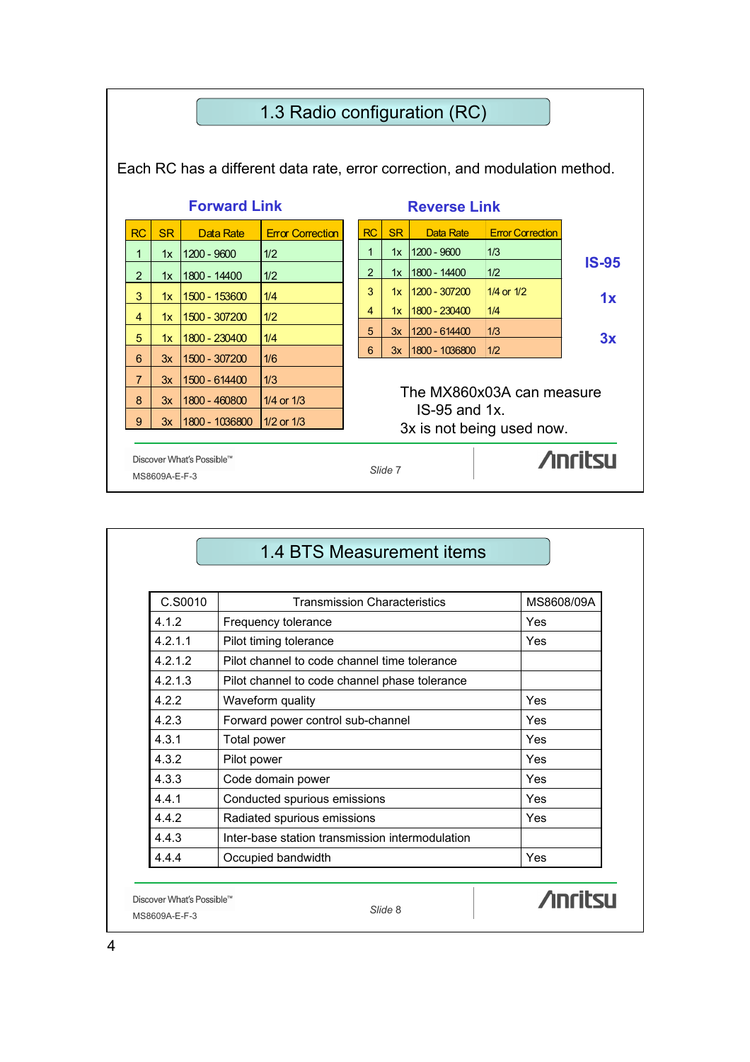## 1.3 Radio configuration (RC)

Each RC has a different data rate, error correction, and modulation method.

**Forward Link**

| RC | SR | Data Rate | Error Correction |
|---|---|---|---|
| 1 | 1x | 1200 - 9600 | 1/2 |
| 2 | 1x | 1800 - 14400 | 1/2 |
| 3 | 1x | 1500 - 153600 | 1/4 |
| 4 | 1x | 1500 - 307200 | 1/2 |
| 5 | 1x | 1800 - 230400 | 1/4 |
| 6 | 3x | 1500 - 307200 | 1/6 |
| 7 | 3x | 1500 - 614400 | 1/3 |
| 8 | 3x | 1800 - 460800 | 1/4 or 1/3 |
| 9 | 3x | 1800 - 1036800 | 1/2 or 1/3 |

**Reverse Link**

| RC | SR | Data Rate | Error Correction | |
|---|---|---|---|---|
| 1 | 1x | 1200 - 9600 | 1/3 | IS-95 |
| 2 | 1x | 1800 - 14400 | 1/2 | IS-95 |
| 3 | 1x | 1200 - 307200 | 1/4 or 1/2 | 1x |
| 4 | 1x | 1800 - 230400 | 1/4 | 1x |
| 5 | 3x | 1200 - 614400 | 1/3 | 3x |
| 6 | 3x | 1800 - 1036800 | 1/2 | 3x |

The MX860x03A can measure IS-95 and 1x.
3x is not being used now.

## 1.4 BTS Measurement items

| C.S0010 | Transmission Characteristics | MS8608/09A |
|---|---|---|
| 4.1.2 | Frequency tolerance | Yes |
| 4.2.1.1 | Pilot timing tolerance | Yes |
| 4.2.1.2 | Pilot channel to code channel time tolerance | |
| 4.2.1.3 | Pilot channel to code channel phase tolerance | |
| 4.2.2 | Waveform quality | Yes |
| 4.2.3 | Forward power control sub-channel | Yes |
| 4.3.1 | Total power | Yes |
| 4.3.2 | Pilot power | Yes |
| 4.3.3 | Code domain power | Yes |
| 4.4.1 | Conducted spurious emissions | Yes |
| 4.4.2 | Radiated spurious emissions | Yes |
| 4.4.3 | Inter-base station transmission intermodulation | |
| 4.4.4 | Occupied bandwidth | Yes |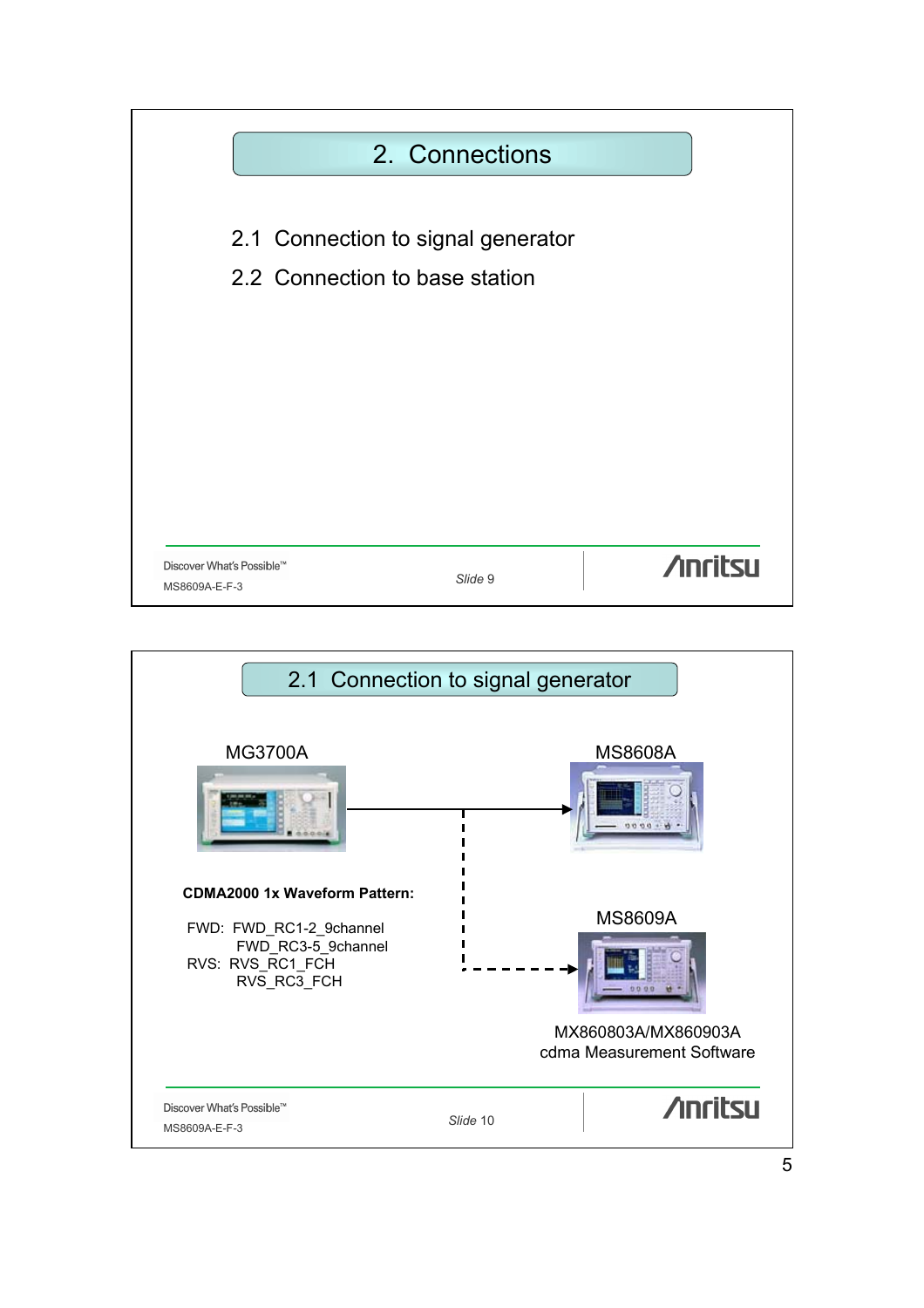# 2. Connections

2.1 Connection to signal generator

2.2 Connection to base station

Discover What's Possible™

MS8609A-E-F-3

*Slide* 9

---

## 2.1 Connection to signal generator

MG3700A

MS8608A

MS8609A

**CDMA2000 1x Waveform Pattern:**

FWD: FWD_RC1-2_9channel
FWD_RC3-5_9channel

RVS: RVS_RC1_FCH
RVS_RC3_FCH

MX860803A/MX860903A
cdma Measurement Software

Discover What's Possible™

MS8609A-E-F-3

*Slide* 10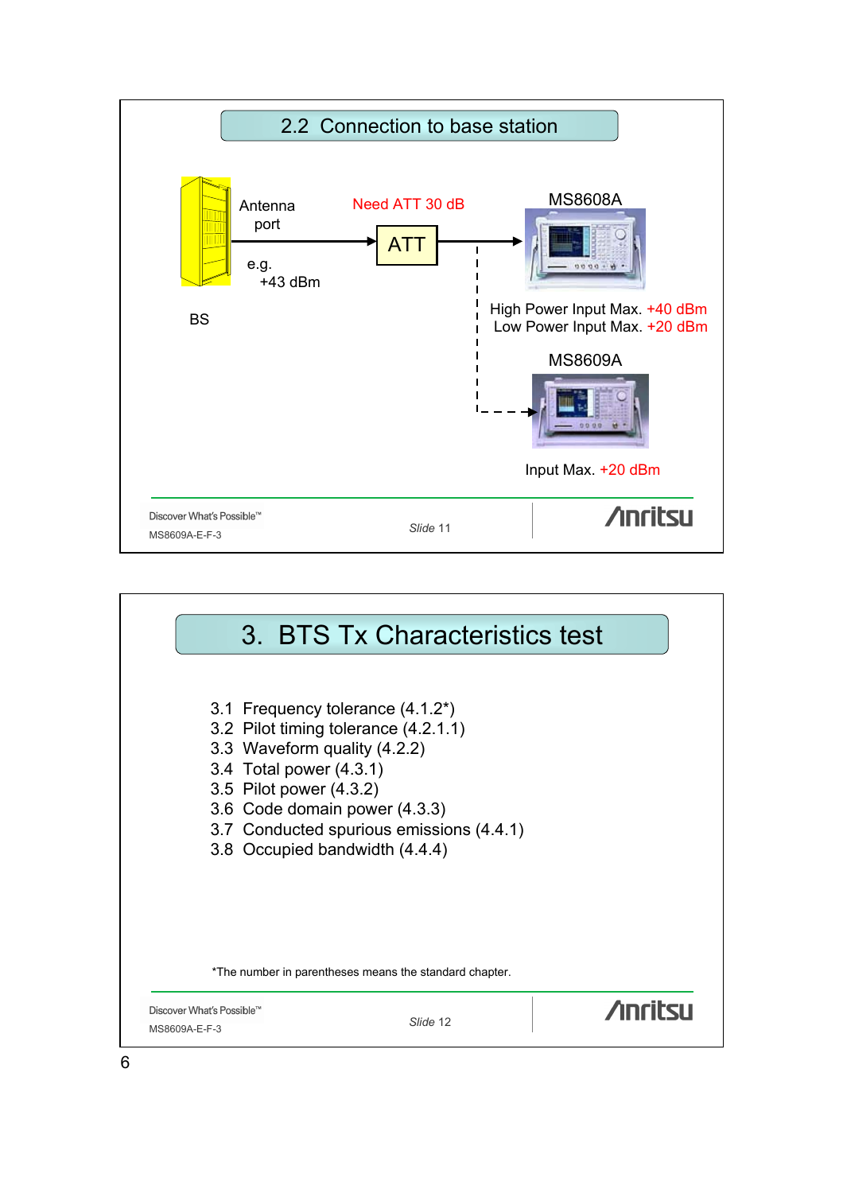## 2.2 Connection to base station

BS

Antenna port

e.g. +43 dBm

Need ATT 30 dB

ATT

MS8608A

High Power Input Max. +40 dBm
Low Power Input Max. +20 dBm

MS8609A

Input Max. +20 dBm

## 3. BTS Tx Characteristics test

3.1 Frequency tolerance (4.1.2*)
3.2 Pilot timing tolerance (4.2.1.1)
3.3 Waveform quality (4.2.2)
3.4 Total power (4.3.1)
3.5 Pilot power (4.3.2)
3.6 Code domain power (4.3.3)
3.7 Conducted spurious emissions (4.4.1)
3.8 Occupied bandwidth (4.4.4)

*The number in parentheses means the standard chapter.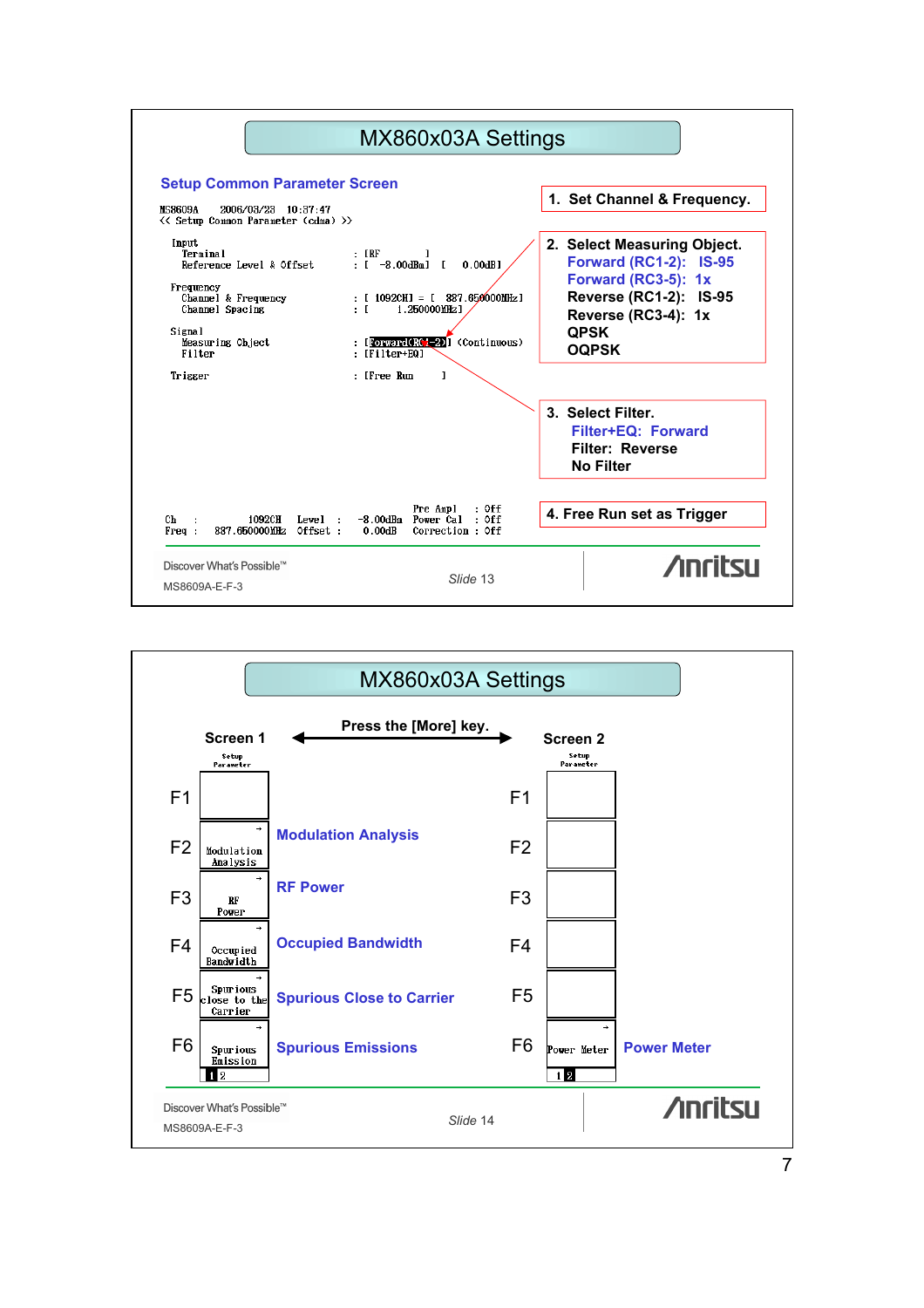## MX860x03A Settings

### Setup Common Parameter Screen

```
MS8609A     2006/03/23  10:37:47
<< Setup Common Parameter (cdma) >>

 Input
   Terminal                       : [RF          ]
   Reference Level & Offset       : [  -8.00dBm]  [    0.00dB]

 Frequency
   Channel & Frequency            : [ 1092CH] = [  887.650000MHz]
   Channel Spacing                : [     1.250000MHz]

 Signal
   Measuring Object               : [Forward(RC1-2)] (Continuous)
   Filter                         : [Filter+EQ]

 Trigger                          : [Free Run     ]

                                              Pre Ampl    : Off
 Ch   :        1092CH   Level   :  -8.00dBm   Power Cal   : Off
 Freq :   887.650000MHz Offset  :   0.00dB    Correction  : Off
```

1. Set Channel & Frequency.

2. Select Measuring Object.
   - Forward (RC1-2): IS-95
   - Forward (RC3-5): 1x
   - Reverse (RC1-2): IS-95
   - Reverse (RC3-4): 1x
   - QPSK
   - OQPSK

3. Select Filter.
   - Filter+EQ: Forward
   - Filter: Reverse
   - No Filter

4. Free Run set as Trigger

Discover What's Possible™

MS8609A-E-F-3

Slide 13

---

## MX860x03A Settings

Press the [More] key. (Screen 1 ↔ Screen 2)

| Key | Screen 1 (Setup Parameter) | Function | Key | Screen 2 (Setup Parameter) | Function |
|---|---|---|---|---|---|
| F1 | | | F1 | | |
| F2 | Modulation Analysis | Modulation Analysis | F2 | | |
| F3 | RF Power | RF Power | F3 | | |
| F4 | Occupied Bandwidth | Occupied Bandwidth | F4 | | |
| F5 | Spurious close to the Carrier | Spurious Close to Carrier | F5 | | |
| F6 | Spurious Emission | Spurious Emissions | F6 | Power Meter | Power Meter |

Discover What's Possible™

MS8609A-E-F-3

Slide 14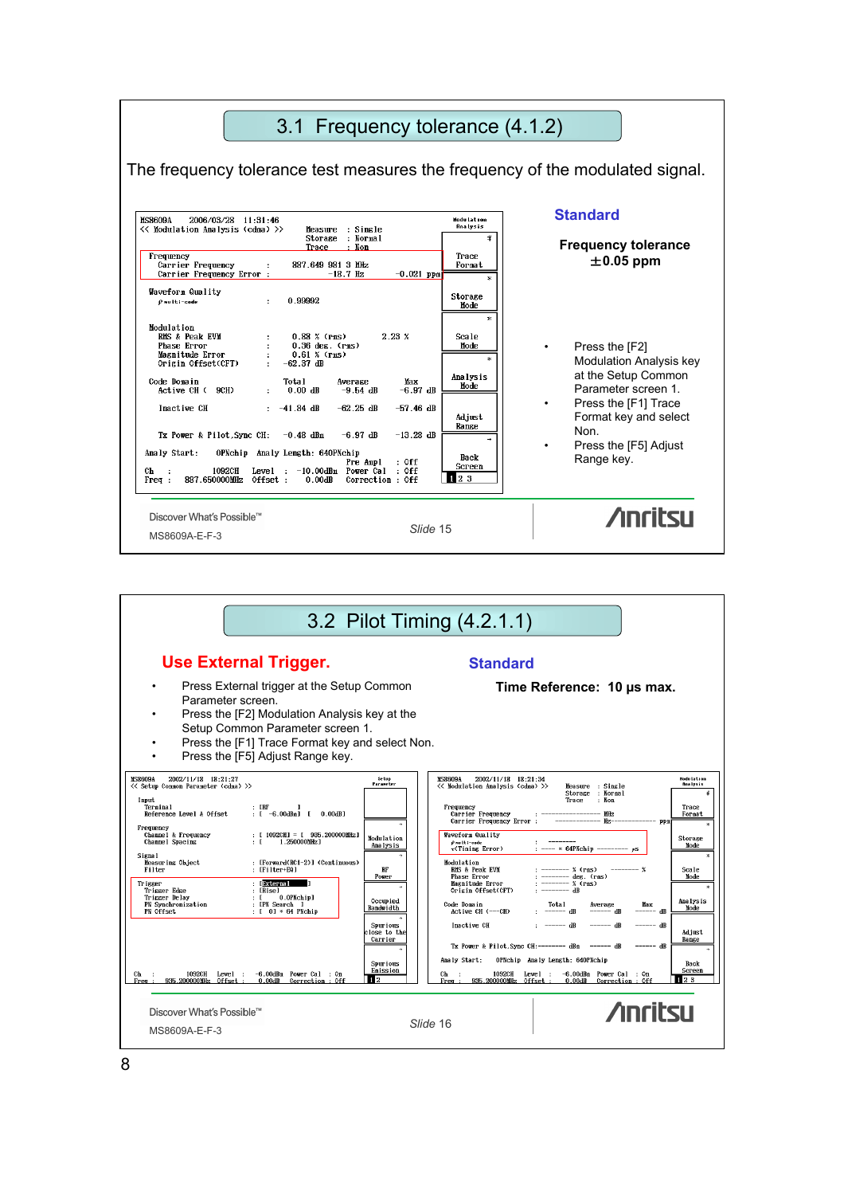## 3.1 Frequency tolerance (4.1.2)

The frequency tolerance test measures the frequency of the modulated signal.

```
MS8609A    2006/03/28  11:31:46
<< Modulation Analysis (cdma) >>      Measure  : Single
                                      Storage  : Normal
                                      Trace    : Non
Frequency
  Carrier Frequency        :    887.649 981 3 MHz
  Carrier Frequency Error  :          -18.7 Hz        -0.021 ppm

Waveform Quality
  ρ multi-code             :    0.99992

Modulation
  RMS & Peak EVM           :    0.88 % (rms)       2.23 %
  Phase Error              :    0.36 deg. (rms)
  Magnitude Error          :    0.61 % (rms)
  Origin Offset(CFT)       :   -62.37 dB

Code Domain                     Total      Average       Max
  Active CH (  9CH)        :    0.00 dB    -9.54 dB     -6.97 dB

  Inactive CH              :  -41.84 dB   -62.25 dB    -57.46 dB

  Tx Power & Pilot,Sync CH:    -0.48 dBm   -6.97 dB    -13.28 dB

Analy Start:    0PNchip   Analy Length: 640PNchip
                                        Pre Ampl    : Off
Ch   :        1092CH    Level   :  -10.00dBm  Power Cal  : Off
Freq :   887.650000MHz  Offset  :    0.00dB   Correction : Off
```

**Standard**

**Frequency tolerance**
**±0.05 ppm**

- Press the [F2] Modulation Analysis key at the Setup Common Parameter screen 1.
- Press the [F1] Trace Format key and select Non.
- Press the [F5] Adjust Range key.

Slide 15

## 3.2 Pilot Timing (4.2.1.1)

**Use External Trigger.**

- Press External trigger at the Setup Common Parameter screen.
- Press the [F2] Modulation Analysis key at the Setup Common Parameter screen 1.
- Press the [F1] Trace Format key and select Non.
- Press the [F5] Adjust Range key.

**Standard**

**Time Reference: 10 μs max.**

```
MS8609A    2002/11/18  18:21:27
<< Setup Common Parameter (cdma) >>
Input
  Terminal                  : [RF          ]
  Reference Level & Offset  : [ -6.00dBm] [  0.00dB]
Frequency
  Channel & Frequency       : [ 1092CH] = [ 935.200000MHz]
  Channel Spacing           : [   1.250000MHz]
Signal
  Measuring Object          : [Forward(RC1-2)] (Continuous)
  Filter                    : [Filter+EQ]
Trigger
  Trigger                   : [External]
  Trigger Edge              : [Rise]
  Trigger Delay             : [     0.0PNchip]
  PN Synchronization        : [PN Search  ]
  PN Offset                 : [  0] × 64 PNchip
Ch   :        1092CH    Level   :  -6.00dBm  Power Cal  : On
Freq :   935.200000MHz  Offset  :   0.00dB   Correction : Off
```

```
MS8609A    2002/11/18  18:21:34
<< Modulation Analysis (cdma) >>      Measure  : Single
                                      Storage  : Normal
                                      Trace    : Non
Frequency
  Carrier Frequency        :   ------------ MHz
  Carrier Frequency Error  :   ------------ Hz  ----------- ppm
Waveform Quality
  ρ multi-code             :   --------
  τ(Timing Error)          :   ---- × 64PNchip  -------- μs
Modulation
  RMS & Peak EVM           :   -------- % (rms)     -------- %
  Phase Error              :   -------- deg. (rms)
  Magnitude Error          :   -------- % (rms)
  Origin Offset(CFT)       :   -------- dB
Code Domain                     Total      Average      Max
  Active CH (---CH)        :   ------ dB   ------ dB   ------ dB
  Inactive CH              :   ------ dB   ------ dB   ------ dB
  Tx Power & Pilot,Sync CH:---------- dBm  ------ dB   ------ dB
Analy Start:    0PNchip   Analy Length: 640PNchip
Ch   :        1092CH    Level   :  -6.00dBm  Power Cal  : On
Freq :   935.200000MHz  Offset  :   0.00dB   Correction : Off
```

Slide 16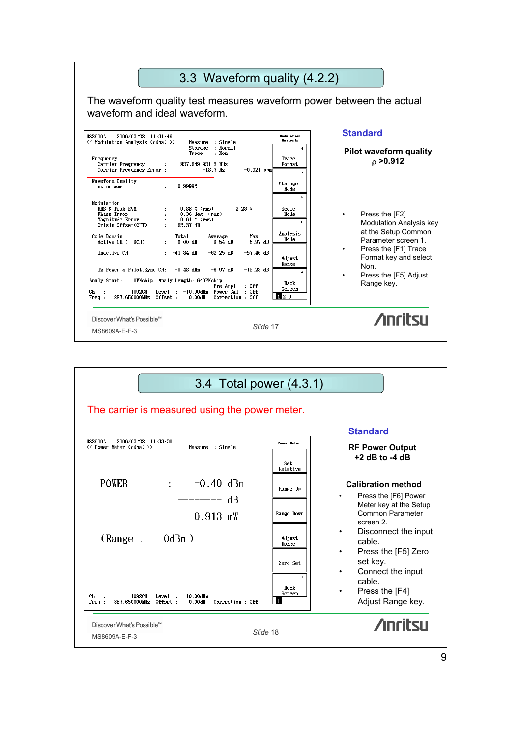## 3.3 Waveform quality (4.2.2)

The waveform quality test measures waveform power between the actual waveform and ideal waveform.

```
MS8609A     2006/03/28  11:31:46                                    Modulation
<< Modulation Analysis (cdma) >>         Measure  : Single           Analysis
                                         Storage  : Normal
                                         Trace    : Non              Trace
Frequency                                                            Format
  Carrier Frequency      :    887.649 981 3 MHz
  Carrier Frequency Error :          -18.7 Hz       -0.021 ppm       Storage
                                                                     Mode
Waveform Quality
  ρ multi-code           :    0.99992                                Scale
                                                                     Mode
Modulation
  RMS & Peak EVM          :    0.88 % (rms)       2.23 %             Analysis
  Phase Error             :    0.36 deg. (rms)                       Mode
  Magnitude Error         :    0.61 % (rms)
  Origin Offset(CFT)      :  -62.37 dB                               Adjust
                                                                     Range
Code Domain               Total       Average       Max
  Active CH (  9CH)   :    0.00 dB    -9.54 dB     -6.97 dB          Back
                                                                     Screen
  Inactive CH         :  -41.84 dB   -62.25 dB    -57.46 dB          1 2 3

  Tx Power & Pilot.Sync CH:  -0.48 dBm   -6.97 dB   -13.28 dB

Analy Start:    0PNchip   Analy Length: 640PNchip
                                          Pre Ampl   : Off
Ch   :     1092CH   Level  :  -10.00dBm   Power Cal  : Off
Freq :  887.650000MHz  Offset :   0.00dB   Correction : Off
```

**Standard**

**Pilot waveform quality $\rho$ >0.912**

- Press the [F2] Modulation Analysis key at the Setup Common Parameter screen 1.
- Press the [F1] Trace Format key and select Non.
- Press the [F5] Adjust Range key.

Discover What's Possible™

MS8609A-E-F-3

Slide 17

Anritsu

## 3.4 Total power (4.3.1)

The carrier is measured using the power meter.

```
MS8609A     2006/03/28  11:33:30                                    Power Meter
<< Power Meter (cdma) >>                 Measure  : Single
                                                                     Set
                                                                     Relative
   POWER          :      -0.40  dBm
                                                                     Range Up
                      --------   dB
                                                                     Range Down
                          0.913  mW
                                                                     Adjust
   (Range  :    0dBm )                                               Range

                                                                     Zero Set

                                                                     Back
                                                                     Screen
Ch   :     1092CH   Level  :  -10.00dBm                              1
Freq :  887.650000MHz  Offset :   0.00dB   Correction : Off
```

**Standard**

**RF Power Output +2 dB to -4 dB**

**Calibration method**

- Press the [F6] Power Meter key at the Setup Common Parameter screen 2.
- Disconnect the input cable.
- Press the [F5] Zero set key.
- Connect the input cable.
- Press the [F4] Adjust Range key.

Discover What's Possible™

MS8609A-E-F-3

Slide 18

Anritsu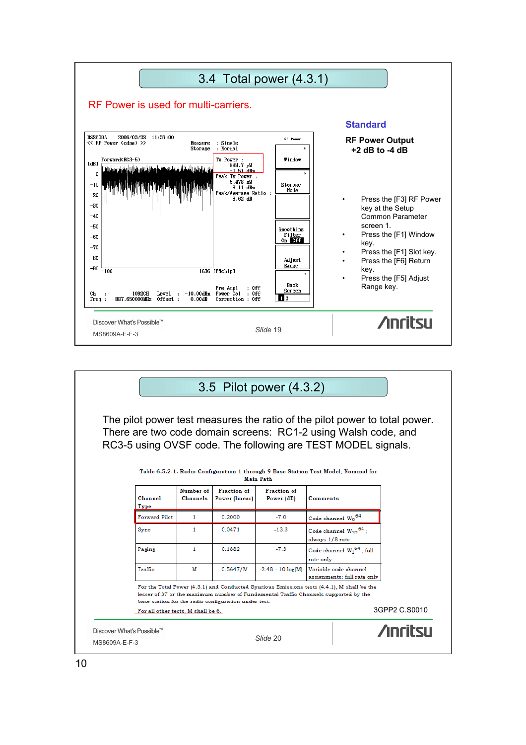## 3.4 Total power (4.3.1)

RF Power is used for multi-carriers.

```
MS8609A     2006/03/28  11:37:00                              RF Power
<< RF Power (cdma) >>              Measure  : Single
                                   Storage  : Normal
        Forward(RC3-5)             Tx Power :                 Window
[dB]                                 888.7 μW
 0                                   -0.51 dBm
-10                                Peak Tx Power :            Storage
-20                                  6.478 mW                 Mode
-30                                  8.11 dBm
-40                                Peak/Average Ratio :
-50                                  8.62 dB                  Smoothing
-60                                                           Filter
-70                                                           On  Off
-80                                                           Adjust
-90                                                           Range
    -100                      1636 [PNchip]                   Back
                                                              Screen
                                   Pre Ampl    : Off
Ch   :       1092CH   Level  : -10.00dBm   Power Cal   : Off
Freq :  887.650000MHz Offset :   0.00dB    Correction  : Off   1 2
```

**Standard**

**RF Power Output**
**+2 dB to -4 dB**

- Press the [F3] RF Power key at the Setup Common Parameter screen 1.
- Press the [F1] Window key.
- Press the [F1] Slot key.
- Press the [F6] Return key.
- Press the [F5] Adjust Range key.

Discover What's Possible™
MS8609A-E-F-3

Slide 19

Anritsu

## 3.5 Pilot power (4.3.2)

The pilot power test measures the ratio of the pilot power to total power. There are two code domain screens: RC1-2 using Walsh code, and RC3-5 using OVSF code. The following are TEST MODEL signals.

Table 6.5.2-1. Radio Configuration 1 through 9 Base Station Test Model, Nominal for Main Path

| Channel Type | Number of Channels | Fraction of Power (linear) | Fraction of Power (dB) | Comments |
|---|---|---|---|---|
| Forward Pilot | 1 | 0.2000 | -7.0 | Code channel $W_0^{64}$ |
| Sync | 1 | 0.0471 | -13.3 | Code channel $W_{32}^{64}$ ; always 1/8 rate |
| Paging | 1 | 0.1882 | -7.3 | Code channel $W_1^{64}$ ; full rate only |
| Traffic | M | 0.5647/M | -2.48 - 10 log(M) | Variable code channel assignments; full rate only |

For the Total Power (4.3.1) and Conducted Spurious Emissions tests (4.4.1), M shall be the lesser of 37 or the maximum number of Fundamental Traffic Channels supported by the base station for the radio configuration under test.

For all other tests, M shall be 6.

3GPP2 C.S0010

Discover What's Possible™
MS8609A-E-F-3

Slide 20

Anritsu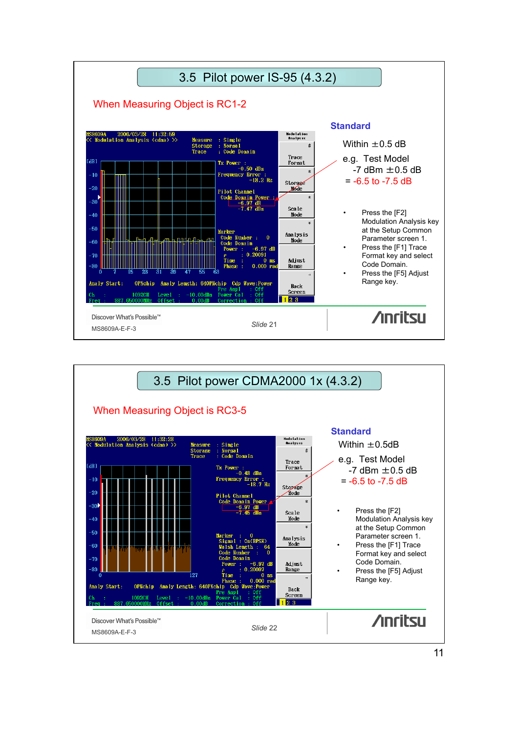## 3.5 Pilot power IS-95 (4.3.2)

When Measuring Object is RC1-2

**Standard**

Within ±0.5 dB

e.g. Test Model
-7 dBm ±0.5 dB
= -6.5 to -7.5 dB

- Press the [F2] Modulation Analysis key at the Setup Common Parameter screen 1.
- Press the [F1] Trace Format key and select Code Domain.
- Press the [F5] Adjust Range key.

Discover What's Possible™

MS8609A-E-F-3

Slide 21

## 3.5 Pilot power CDMA2000 1x (4.3.2)

When Measuring Object is RC3-5

**Standard**

Within ±0.5dB

e.g. Test Model
-7 dBm ±0.5 dB
= -6.5 to -7.5 dB

- Press the [F2] Modulation Analysis key at the Setup Common Parameter screen 1.
- Press the [F1] Trace Format key and select Code Domain.
- Press the [F5] Adjust Range key.

Discover What's Possible™

MS8609A-E-F-3

Slide 22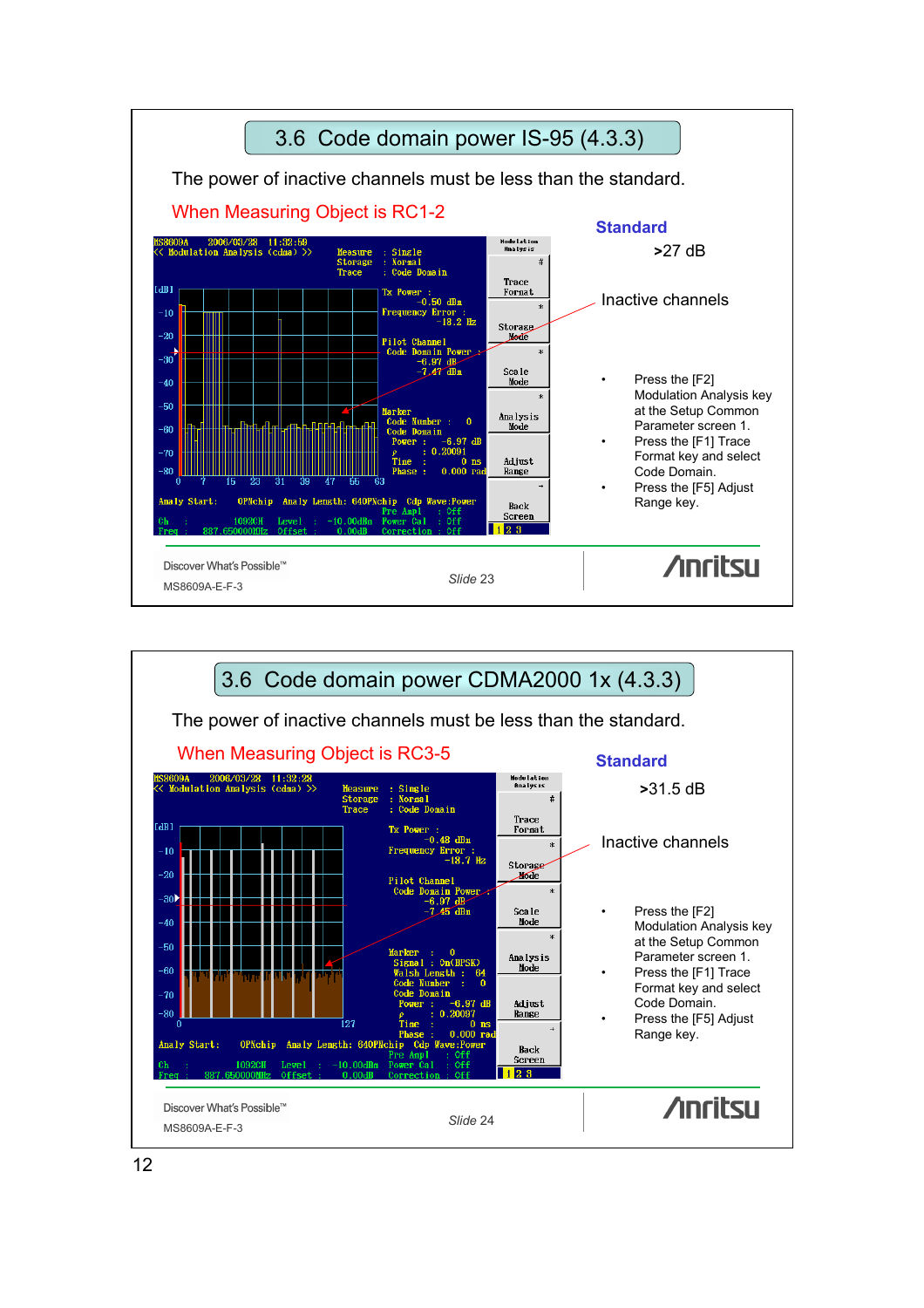## 3.6 Code domain power IS-95 (4.3.3)

The power of inactive channels must be less than the standard.

When Measuring Object is RC1-2

**Standard**

>27 dB

Inactive channels

- Press the [F2] Modulation Analysis key at the Setup Common Parameter screen 1.
- Press the [F1] Trace Format key and select Code Domain.
- Press the [F5] Adjust Range key.

Slide 23

MS8609A-E-F-3

## 3.6 Code domain power CDMA2000 1x (4.3.3)

The power of inactive channels must be less than the standard.

When Measuring Object is RC3-5

**Standard**

>31.5 dB

Inactive channels

- Press the [F2] Modulation Analysis key at the Setup Common Parameter screen 1.
- Press the [F1] Trace Format key and select Code Domain.
- Press the [F5] Adjust Range key.

Slide 24

MS8609A-E-F-3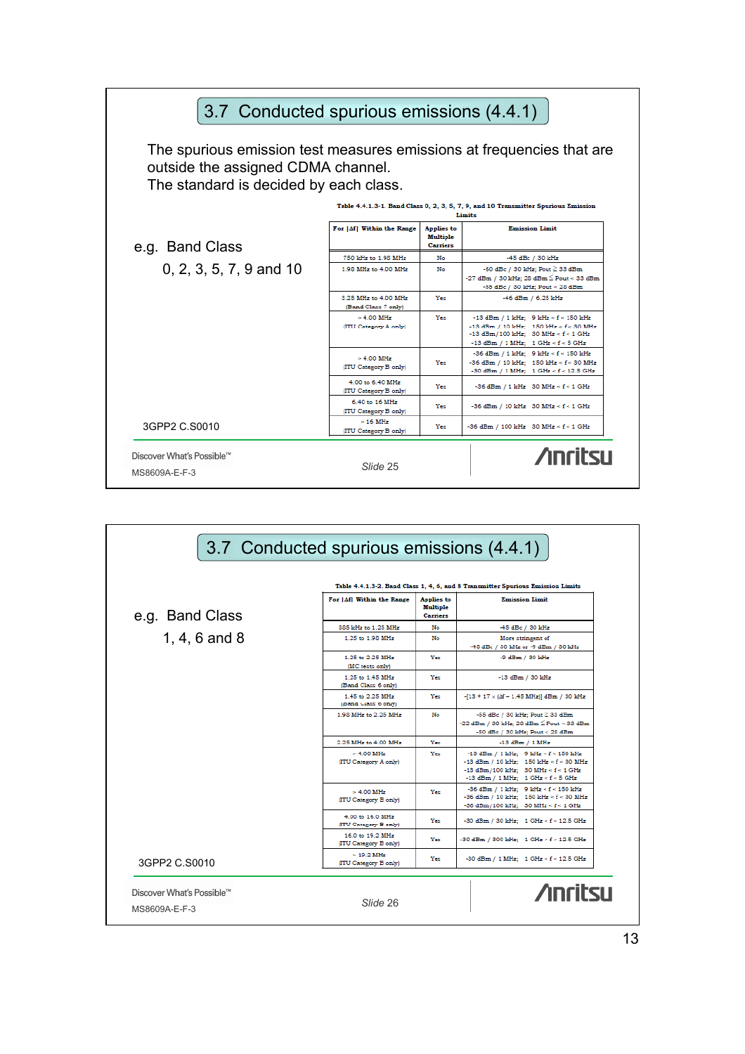## 3.7 Conducted spurious emissions (4.4.1)

The spurious emission test measures emissions at frequencies that are outside the assigned CDMA channel.
The standard is decided by each class.

e.g. Band Class
0, 2, 3, 5, 7, 9 and 10

Table 4.4.1.3-1. Band Class 0, 2, 3, 5, 7, 9, and 10 Transmitter Spurious Emission Limits

| For \|Δf\| Within the Range | Applies to Multiple Carriers | Emission Limit |
|---|---|---|
| 750 kHz to 1.98 MHz | No | -45 dBc / 30 kHz |
| 1.98 MHz to 4.00 MHz | No | -60 dBc / 30 kHz; Pout ≥ 33 dBm<br>-27 dBm / 30 kHz; 28 dBm ≤ Pout < 33 dBm<br>-55 dBc / 30 kHz; Pout < 28 dBm |
| 3.25 MHz to 4.00 MHz (Band Class 7 only) | Yes | -46 dBm / 6.25 kHz |
| > 4.00 MHz (ITU Category A only) | Yes | -13 dBm / 1 kHz; 9 kHz < f < 150 kHz<br>-13 dBm / 10 kHz; 150 kHz < f < 30 MHz<br>-13 dBm/100 kHz; 30 MHz < f < 1 GHz<br>-13 dBm / 1 MHz; 1 GHz < f < 5 GHz |
| > 4.00 MHz (ITU Category B only) | Yes | -36 dBm / 1 kHz; 9 kHz < f < 150 kHz<br>-36 dBm / 10 kHz; 150 kHz < f < 30 MHz<br>-30 dBm / 1 MHz; 1 GHz < f < 12.5 GHz |
| 4.00 to 6.40 MHz (ITU Category B only) | Yes | -36 dBm / 1 kHz 30 MHz < f < 1 GHz |
| 6.40 to 16 MHz (ITU Category B only) | Yes | -36 dBm / 10 kHz 30 MHz < f < 1 GHz |
| > 16 MHz (ITU Category B only) | Yes | -36 dBm / 100 kHz 30 MHz < f < 1 GHz |

3GPP2 C.S0010

Slide 25

## 3.7 Conducted spurious emissions (4.4.1)

e.g. Band Class
1, 4, 6 and 8

Table 4.4.1.3-2. Band Class 1, 4, 6, and 8 Transmitter Spurious Emission Limits

| For \|Δf\| Within the Range | Applies to Multiple Carriers | Emission Limit |
|---|---|---|
| 885 kHz to 1.25 MHz | No | -45 dBc / 30 kHz |
| 1.25 to 1.98 MHz | No | More stringent of<br>-45 dBc / 30 kHz or -9 dBm / 30 kHz |
| 1.25 to 2.25 MHz (MC tests only) | Yes | -9 dBm / 30 kHz |
| 1.25 to 1.45 MHz (Band Class 6 only) | Yes | -13 dBm / 30 kHz |
| 1.45 to 2.25 MHz (Band Class 6 only) | Yes | -[13 + 17 × (Δf − 1.45 MHz)] dBm / 30 kHz |
| 1.98 MHz to 2.25 MHz | No | -55 dBc / 30 kHz; Pout ≥ 33 dBm<br>-22 dBm / 30 kHz; 28 dBm ≤ Pout < 33 dBm<br>-50 dBc / 30 kHz; Pout < 28 dBm |
| 2.25 MHz to 4.00 MHz | Yes | -13 dBm / 1 MHz |
| > 4.00 MHz (ITU Category A only) | Yes | -13 dBm / 1 kHz; 9 kHz < f < 150 kHz<br>-13 dBm / 10 kHz; 150 kHz < f < 30 MHz<br>-13 dBm/100 kHz; 30 MHz < f < 1 GHz<br>-13 dBm / 1 MHz; 1 GHz < f < 5 GHz |
| > 4.00 MHz (ITU Category B only) | Yes | -36 dBm / 1 kHz; 9 kHz < f < 150 kHz<br>-36 dBm / 10 kHz; 150 kHz < f < 30 MHz<br>-36 dBm/100 kHz; 30 MHz < f < 1 GHz |
| 4.00 to 16.0 MHz (ITU Category B only) | Yes | -30 dBm / 30 kHz; 1 GHz < f < 12.5 GHz |
| 16.0 to 19.2 MHz (ITU Category B only) | Yes | -30 dBm / 300 kHz; 1 GHz < f < 12.5 GHz |
| > 19.2 MHz (ITU Category B only) | Yes | -30 dBm / 1 MHz; 1 GHz < f < 12.5 GHz |

3GPP2 C.S0010

Slide 26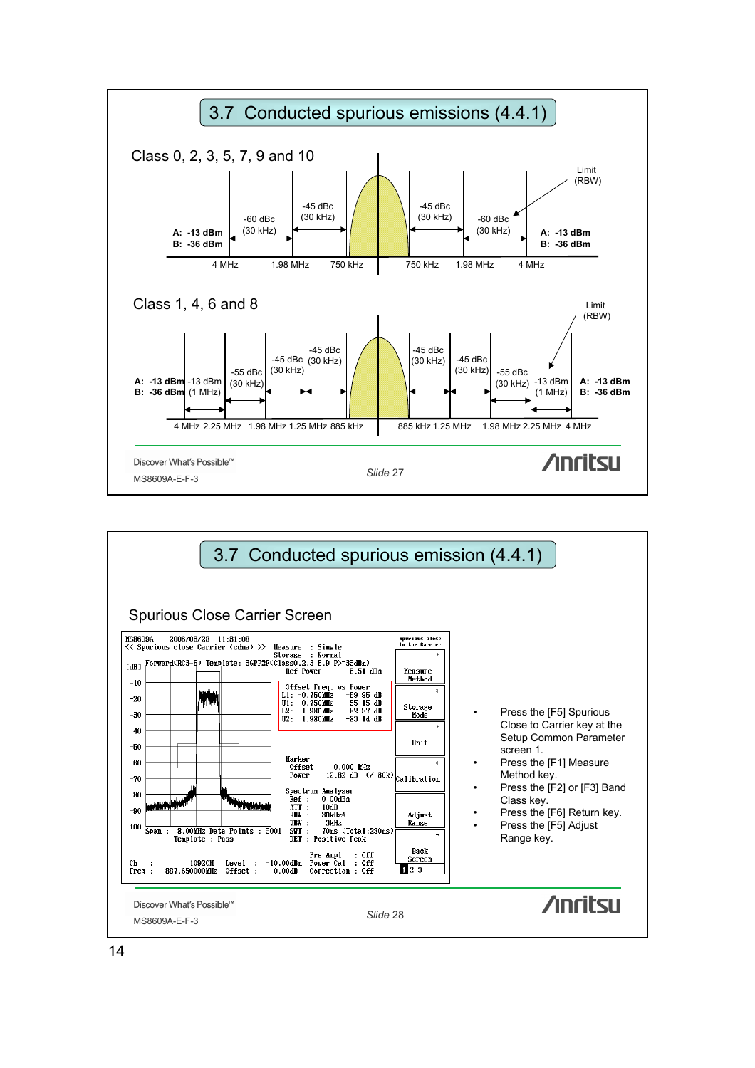## 3.7 Conducted spurious emissions (4.4.1)

### Class 0, 2, 3, 5, 7, 9 and 10

| Offset | Limit (RBW) |
|---|---|
| 4 MHz and beyond | A: -13 dBm, B: -36 dBm |
| 1.98 MHz – 4 MHz | -60 dBc (30 kHz) |
| 750 kHz – 1.98 MHz | -45 dBc (30 kHz) |

### Class 1, 4, 6 and 8

| Offset | Limit (RBW) |
|---|---|
| 4 MHz and beyond | A: -13 dBm, B: -36 dBm |
| 2.25 MHz – 4 MHz | -13 dBm (1 MHz) |
| 1.98 MHz – 2.25 MHz | -55 dBc (30 kHz) |
| 1.25 MHz – 1.98 MHz | -45 dBc (30 kHz) |
| 885 kHz – 1.25 MHz | -45 dBc (30 kHz) |

Discover What's Possible™

MS8609A-E-F-3

Slide 27

## 3.7 Conducted spurious emission (4.4.1)

### Spurious Close Carrier Screen

```
MS8609A    2006/03/28  11:31:08
<< Spurious close Carrier (cdma) >>   Measure  : Single
                                      Storage  : Normal
Forward(RC3-5) Template: 3GPP2F(Class0.2.3.5.9 P>=33dBm)
                                      Ref Power :    -8.51 dBm

Offset Freq. vs Power
L1: -0.750MHz   -59.95 dB
U1:  0.750MHz   -55.15 dB
L2: -1.980MHz   -82.87 dB
U2:  1.980MHz   -83.14 dB

Marker :
 Offset:    0.000 kHz
 Power : -12.82 dB  (/ 30k)

Spectrum Analyzer
 Ref  :   0.00dBm
 ATT  :   10dB
 RBW  :   30kHz#
 VBW  :    3kHz
 SWT  :   70ms (Total:280ms)
 DET  : Positive Peak

Span :  8.00MHz Data Points : 3001
 Template : Pass

Ch   :      1092CH   Level  :  -10.00dBm  Pre Ampl   : Off
Freq : 887.650000MHz Offset :    0.00dB   Power Cal  : Off
                                          Correction : Off

Softkeys: Measure Method | Storage Mode | Unit | Calibration | Adjust Range | Back Screen
```

- Press the [F5] Spurious Close to Carrier key at the Setup Common Parameter screen 1.
- Press the [F1] Measure Method key.
- Press the [F2] or [F3] Band Class key.
- Press the [F6] Return key.
- Press the [F5] Adjust Range key.

Discover What's Possible™

MS8609A-E-F-3

Slide 28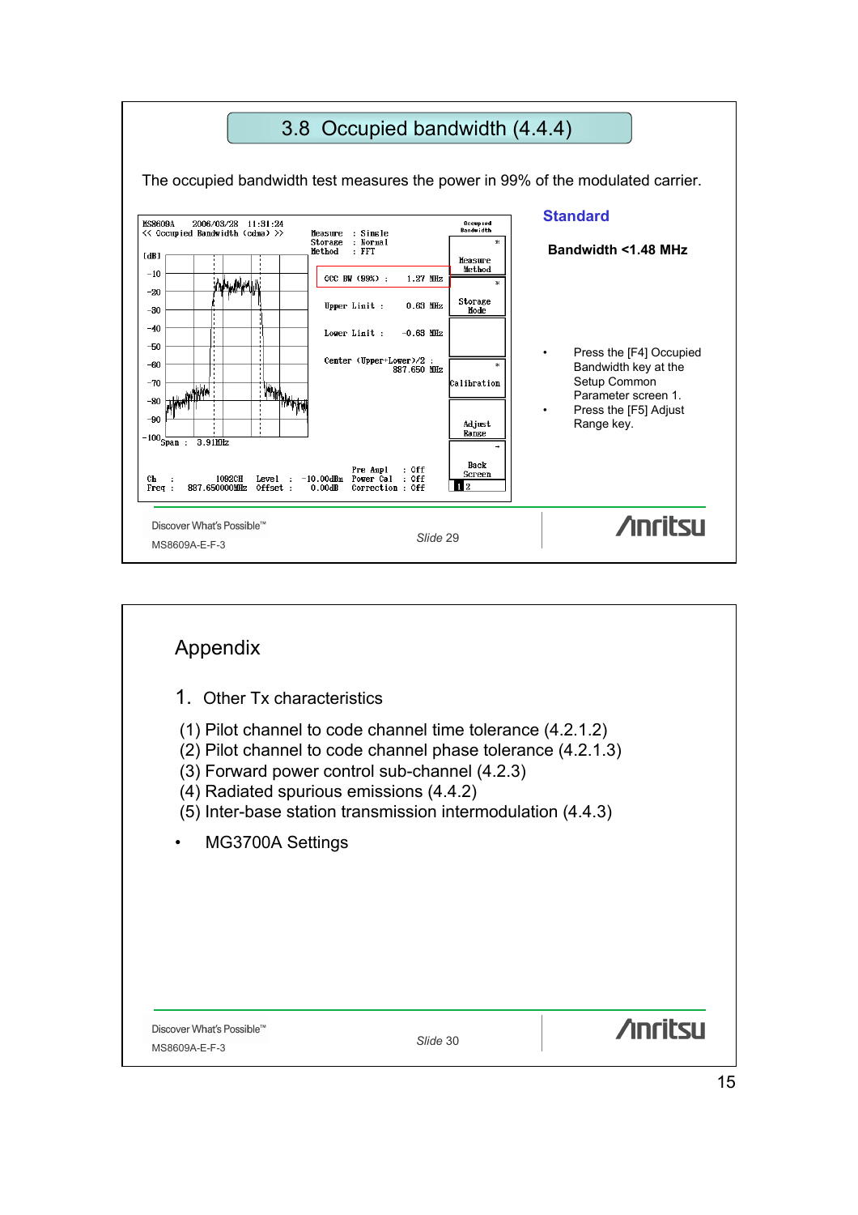## 3.8 Occupied bandwidth (4.4.4)

The occupied bandwidth test measures the power in 99% of the modulated carrier.

```
MS8609A    2006/03/28  11:31:24
<< Occupied Bandwidth (cdma) >>
                                Measure  : Single
                                Storage  : Normal
[dB]                            Method   : FFT

                                OCC BW (99%) :     1.27 MHz

                                Upper Limit :     0.63 MHz

                                Lower Limit :    -0.63 MHz

                                Center (Upper+Lower)/2 :
                                                887.650 MHz

Span :  3.91MHz

Ch   :        1092CH   Level  :  -10.00dBm  Pre Ampl    : Off
Freq :  887.650000MHz  Offset :    0.00dB   Power Cal   : Off
                                            Correction  : Off
```

Soft keys: Occupied Bandwidth, Measure Method, Storage Mode, Calibration, Adjust Range, Back Screen

### Standard

**Bandwidth <1.48 MHz**

- Press the [F4] Occupied Bandwidth key at the Setup Common Parameter screen 1.
- Press the [F5] Adjust Range key.

Discover What's Possible™
MS8609A-E-F-3
*Slide* 29

---

## Appendix

1. Other Tx characteristics

(1) Pilot channel to code channel time tolerance (4.2.1.2)
(2) Pilot channel to code channel phase tolerance (4.2.1.3)
(3) Forward power control sub-channel (4.2.3)
(4) Radiated spurious emissions (4.4.2)
(5) Inter-base station transmission intermodulation (4.4.3)

- MG3700A Settings

Discover What's Possible™
MS8609A-E-F-3
*Slide* 30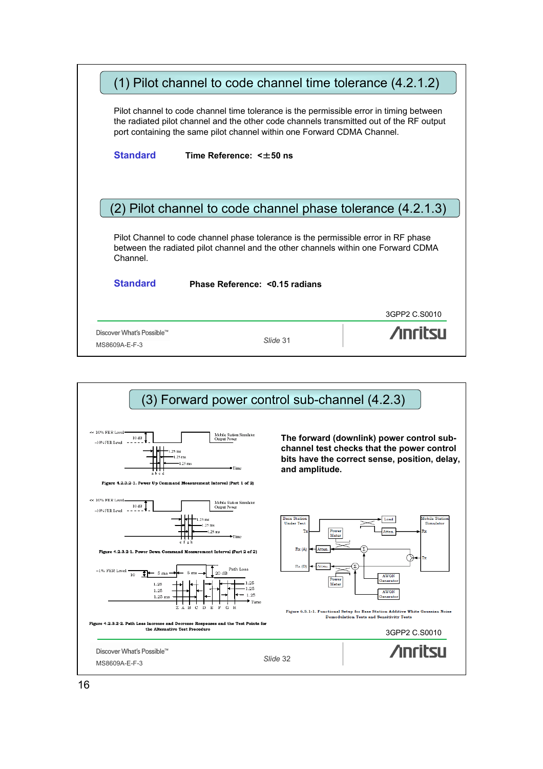## (1) Pilot channel to code channel time tolerance (4.2.1.2)

Pilot channel to code channel time tolerance is the permissible error in timing between the radiated pilot channel and the other code channels transmitted out of the RF output port containing the same pilot channel within one Forward CDMA Channel.

**Standard** **Time Reference: <±50 ns**

## (2) Pilot channel to code channel phase tolerance (4.2.1.3)

Pilot Channel to code channel phase tolerance is the permissible error in RF phase between the radiated pilot channel and the other channels within one Forward CDMA Channel.

**Standard** **Phase Reference: <0.15 radians**

3GPP2 C.S0010

Discover What's Possible™

MS8609A-E-F-3

Slide 31

## (3) Forward power control sub-channel (4.2.3)

Figure 4.2.3.2-1. Power Up Command Measurement Interval (Part 1 of 2)

Figure 4.2.3.2-1. Power Down Command Measurement Interval (Part 2 of 2)

Figure 4.2.3.2-2. Path Loss Increase and Decrease Responses and the Test Points for the Alternative Test Procedure

**The forward (downlink) power control sub-channel test checks that the power control bits have the correct sense, position, delay, and amplitude.**

Figure 6.5.1-1. Functional Setup for Base Station Additive White Gaussian Noise Demodulation Tests and Sensitivity Tests

3GPP2 C.S0010

Discover What's Possible™

MS8609A-E-F-3

Slide 32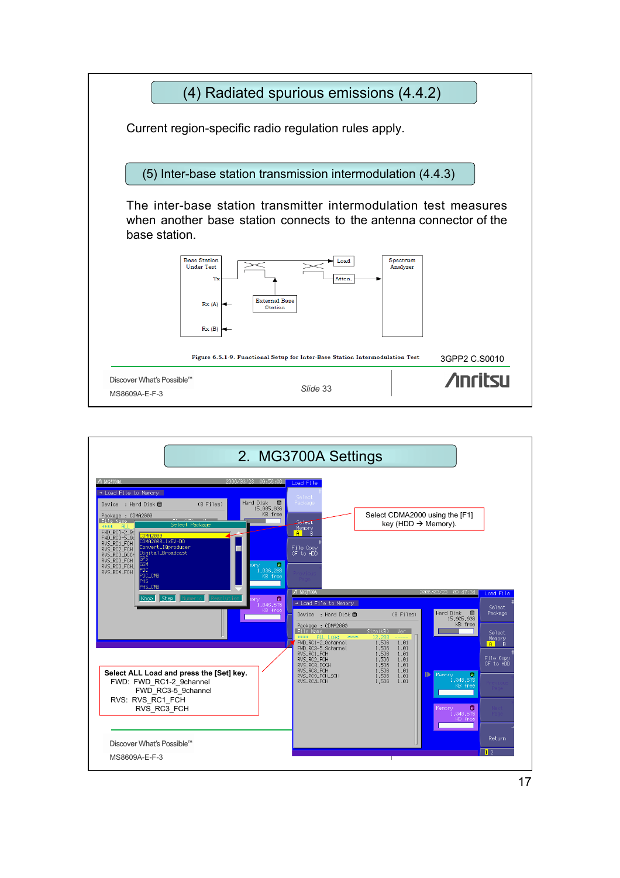## (4) Radiated spurious emissions (4.4.2)

Current region-specific radio regulation rules apply.

## (5) Inter-base station transmission intermodulation (4.4.3)

The inter-base station transmitter intermodulation test measures when another base station connects to the antenna connector of the base station.

Base Station Under Test | Tx | Rx (A) | Rx (B) | Load | Atten. | External Base Station | Spectrum Analyzer

Figure 6.5.1-9. Functional Setup for Inter-Base Station Intermodulation Test

3GPP2 C.S0010

Slide 33

## 2. MG3700A Settings

Select CDMA2000 using the [F1] key (HDD → Memory).

Select ALL Load and press the [Set] key.

FWD: FWD_RC1-2_9channel
 FWD_RC3-5_9channel

RVS: RVS_RC1_FCH
 RVS_RC3_FCH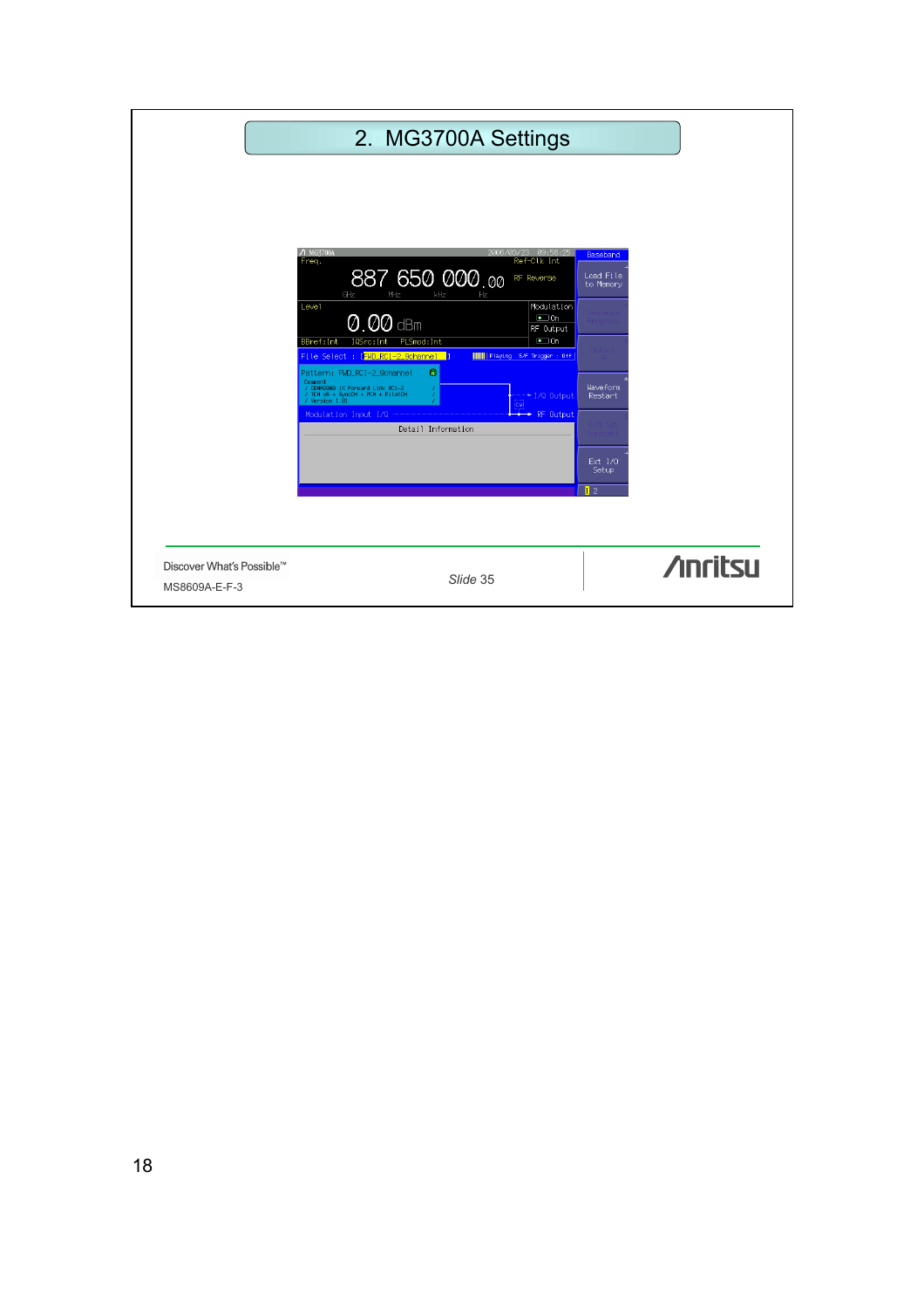## 2. MG3700A Settings

Discover What's Possible™

MS8609A-E-F-3

*Slide* 35

Anritsu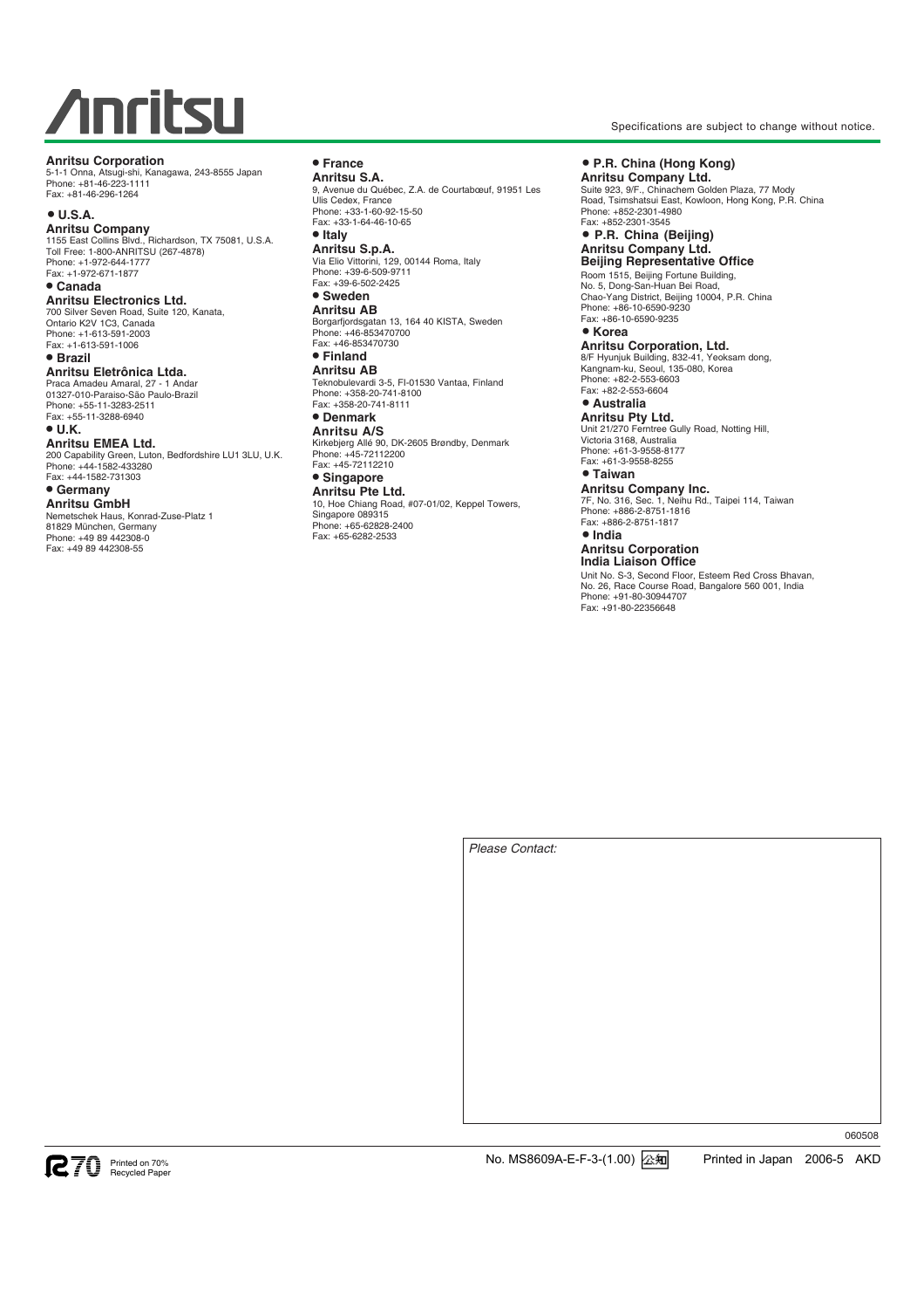# Anritsu

Specifications are subject to change without notice.

**Anritsu Corporation**
5-1-1 Onna, Atsugi-shi, Kanagawa, 243-8555 Japan
Phone: +81-46-223-1111
Fax: +81-46-296-1264

**• U.S.A.**
**Anritsu Company**
1155 East Collins Blvd., Richardson, TX 75081, U.S.A.
Toll Free: 1-800-ANRITSU (267-4878)
Phone: +1-972-644-1777
Fax: +1-972-671-1877

**• Canada**
**Anritsu Electronics Ltd.**
700 Silver Seven Road, Suite 120, Kanata,
Ontario K2V 1C3, Canada
Phone: +1-613-591-2003
Fax: +1-613-591-1006

**• Brazil**
**Anritsu Eletrônica Ltda.**
Praca Amadeu Amaral, 27 - 1 Andar
01327-010-Paraiso-São Paulo-Brazil
Phone: +55-11-3283-2511
Fax: +55-11-3288-6940

**• U.K.**
**Anritsu EMEA Ltd.**
200 Capability Green, Luton, Bedfordshire LU1 3LU, U.K.
Phone: +44-1582-433280
Fax: +44-1582-731303

**• Germany**
**Anritsu GmbH**
Nemetschek Haus, Konrad-Zuse-Platz 1
81829 München, Germany
Phone: +49 89 442308-0
Fax: +49 89 442308-55

**• France**
**Anritsu S.A.**
9, Avenue du Québec, Z.A. de Courtabœuf, 91951 Les Ulis Cedex, France
Phone: +33-1-60-92-15-50
Fax: +33-1-64-46-10-65

**• Italy**
**Anritsu S.p.A.**
Via Elio Vittorini, 129, 00144 Roma, Italy
Phone: +39-6-509-9711
Fax: +39-6-502-2425

**• Sweden**
**Anritsu AB**
Borgarfjordsgatan 13, 164 40 KISTA, Sweden
Phone: +46-853470700
Fax: +46-853470730

**• Finland**
**Anritsu AB**
Teknobulevardi 3-5, FI-01530 Vantaa, Finland
Phone: +358-20-741-8100
Fax: +358-20-741-8111

**• Denmark**
**Anritsu A/S**
Kirkebjerg Allé 90, DK-2605 Brøndby, Denmark
Phone: +45-72112200
Fax: +45-72112210

**• Singapore**
**Anritsu Pte Ltd.**
10, Hoe Chiang Road, #07-01/02, Keppel Towers,
Singapore 089315
Phone: +65-62828-2400
Fax: +65-6282-2533

**• P.R. China (Hong Kong)**
**Anritsu Company Ltd.**
Suite 923, 9/F., Chinachem Golden Plaza, 77 Mody Road, Tsimshatsui East, Kowloon, Hong Kong, P.R. China
Phone: +852-2301-4980
Fax: +852-2301-3545

**• P.R. China (Beijing)**
**Anritsu Company Ltd.**
**Beijing Representative Office**
Room 1515, Beijing Fortune Building,
No. 5, Dong-San-Huan Bei Road,
Chao-Yang District, Beijing 10004, P.R. China
Phone: +86-10-6590-9230
Fax: +86-10-6590-9235

**• Korea**
**Anritsu Corporation, Ltd.**
8/F Hyunjuk Building, 832-41, Yeoksam dong,
Kangnam-ku, Seoul, 135-080, Korea
Phone: +82-2-553-6603
Fax: +82-2-553-6604

**• Australia**
**Anritsu Pty Ltd.**
Unit 21/270 Ferntree Gully Road, Notting Hill,
Victoria 3168, Australia
Phone: +61-3-9558-8177
Fax: +61-3-9558-8255

**• Taiwan**
**Anritsu Company Inc.**
7F, No. 316, Sec. 1, Neihu Rd., Taipei 114, Taiwan
Phone: +886-2-8751-1816
Fax: +886-2-8751-1817

**• India**
**Anritsu Corporation**
**India Liaison Office**
Unit No. S-3, Second Floor, Esteem Red Cross Bhavan,
No. 26, Race Course Road, Bangalore 560 001, India
Phone: +91-80-30944707
Fax: +91-80-22356648

*Please Contact:*

060508

R70 Printed on 70% Recycled Paper

No. MS8609A-E-F-3-(1.00) 公知 Printed in Japan 2006-5 AKD